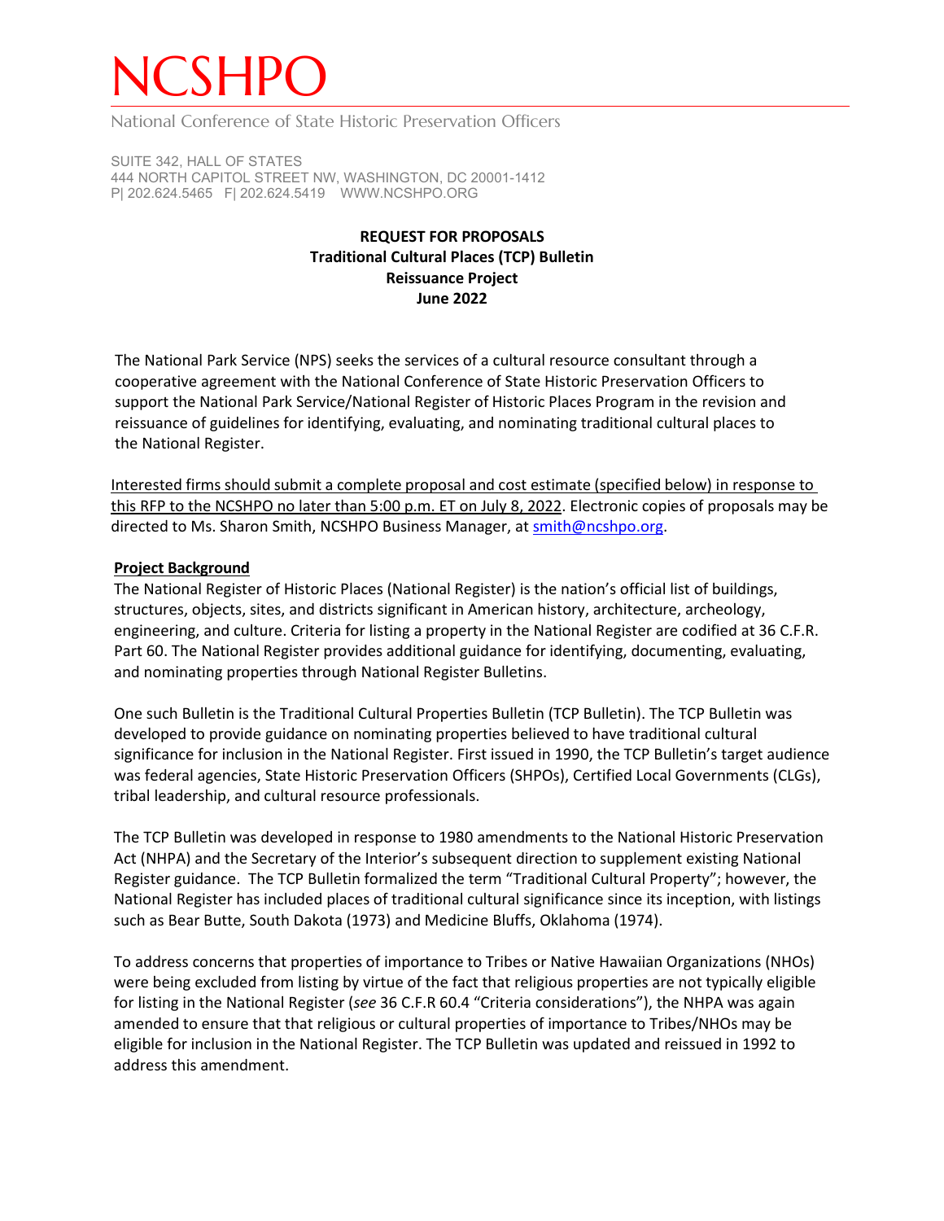# NCSHPO

National Conference of State Historic Preservation Officers

SUITE 342, HALL OF STATES
444 NORTH CAPITOL STREET NW, WASHINGTON, DC 20001-1412
P| 202.624.5465 F| 202.624.5419 WWW.NCSHPO.ORG

**REQUEST FOR PROPOSALS**
**Traditional Cultural Places (TCP) Bulletin**
**Reissuance Project**
**June 2022**

The National Park Service (NPS) seeks the services of a cultural resource consultant through a cooperative agreement with the National Conference of State Historic Preservation Officers to support the National Park Service/National Register of Historic Places Program in the revision and reissuance of guidelines for identifying, evaluating, and nominating traditional cultural places to the National Register.

Interested firms should submit a complete proposal and cost estimate (specified below) in response to this RFP to the NCSHPO no later than 5:00 p.m. ET on July 8, 2022. Electronic copies of proposals may be directed to Ms. Sharon Smith, NCSHPO Business Manager, at smith@ncshpo.org.

## Project Background

The National Register of Historic Places (National Register) is the nation's official list of buildings, structures, objects, sites, and districts significant in American history, architecture, archeology, engineering, and culture. Criteria for listing a property in the National Register are codified at 36 C.F.R. Part 60. The National Register provides additional guidance for identifying, documenting, evaluating, and nominating properties through National Register Bulletins.

One such Bulletin is the Traditional Cultural Properties Bulletin (TCP Bulletin). The TCP Bulletin was developed to provide guidance on nominating properties believed to have traditional cultural significance for inclusion in the National Register. First issued in 1990, the TCP Bulletin's target audience was federal agencies, State Historic Preservation Officers (SHPOs), Certified Local Governments (CLGs), tribal leadership, and cultural resource professionals.

The TCP Bulletin was developed in response to 1980 amendments to the National Historic Preservation Act (NHPA) and the Secretary of the Interior's subsequent direction to supplement existing National Register guidance. The TCP Bulletin formalized the term "Traditional Cultural Property"; however, the National Register has included places of traditional cultural significance since its inception, with listings such as Bear Butte, South Dakota (1973) and Medicine Bluffs, Oklahoma (1974).

To address concerns that properties of importance to Tribes or Native Hawaiian Organizations (NHOs) were being excluded from listing by virtue of the fact that religious properties are not typically eligible for listing in the National Register (*see* 36 C.F.R 60.4 "Criteria considerations"), the NHPA was again amended to ensure that that religious or cultural properties of importance to Tribes/NHOs may be eligible for inclusion in the National Register. The TCP Bulletin was updated and reissued in 1992 to address this amendment.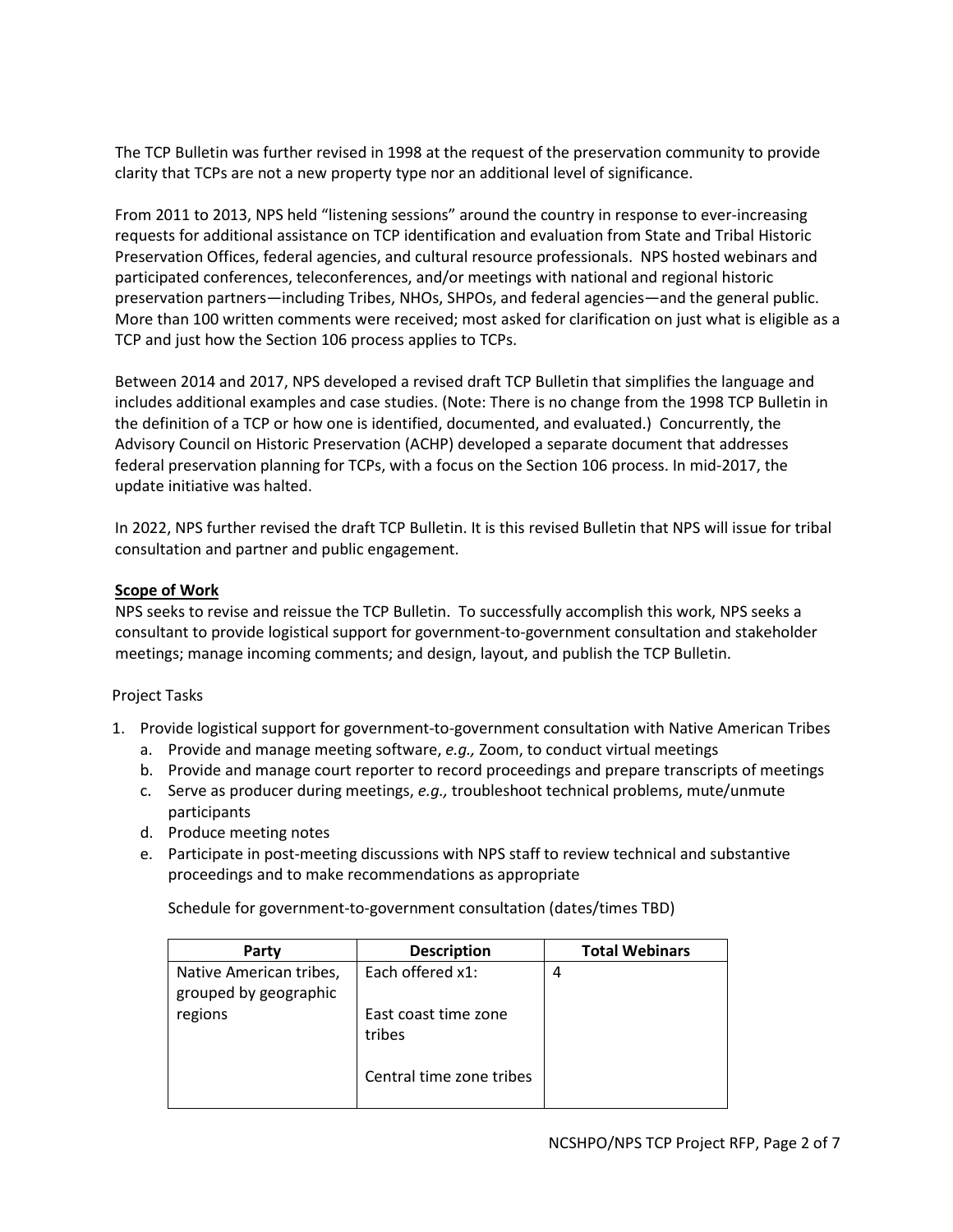The TCP Bulletin was further revised in 1998 at the request of the preservation community to provide clarity that TCPs are not a new property type nor an additional level of significance.

From 2011 to 2013, NPS held "listening sessions" around the country in response to ever-increasing requests for additional assistance on TCP identification and evaluation from State and Tribal Historic Preservation Offices, federal agencies, and cultural resource professionals. NPS hosted webinars and participated conferences, teleconferences, and/or meetings with national and regional historic preservation partners—including Tribes, NHOs, SHPOs, and federal agencies—and the general public. More than 100 written comments were received; most asked for clarification on just what is eligible as a TCP and just how the Section 106 process applies to TCPs.

Between 2014 and 2017, NPS developed a revised draft TCP Bulletin that simplifies the language and includes additional examples and case studies. (Note: There is no change from the 1998 TCP Bulletin in the definition of a TCP or how one is identified, documented, and evaluated.) Concurrently, the Advisory Council on Historic Preservation (ACHP) developed a separate document that addresses federal preservation planning for TCPs, with a focus on the Section 106 process. In mid-2017, the update initiative was halted.

In 2022, NPS further revised the draft TCP Bulletin. It is this revised Bulletin that NPS will issue for tribal consultation and partner and public engagement.

**Scope of Work**

NPS seeks to revise and reissue the TCP Bulletin. To successfully accomplish this work, NPS seeks a consultant to provide logistical support for government-to-government consultation and stakeholder meetings; manage incoming comments; and design, layout, and publish the TCP Bulletin.

Project Tasks

1. Provide logistical support for government-to-government consultation with Native American Tribes
   a. Provide and manage meeting software, *e.g.,* Zoom, to conduct virtual meetings
   b. Provide and manage court reporter to record proceedings and prepare transcripts of meetings
   c. Serve as producer during meetings, *e.g.,* troubleshoot technical problems, mute/unmute participants
   d. Produce meeting notes
   e. Participate in post-meeting discussions with NPS staff to review technical and substantive proceedings and to make recommendations as appropriate

   Schedule for government-to-government consultation (dates/times TBD)

| Party | Description | Total Webinars |
|---|---|---|
| Native American tribes, grouped by geographic regions | Each offered x1:<br><br>East coast time zone tribes<br><br>Central time zone tribes | 4 |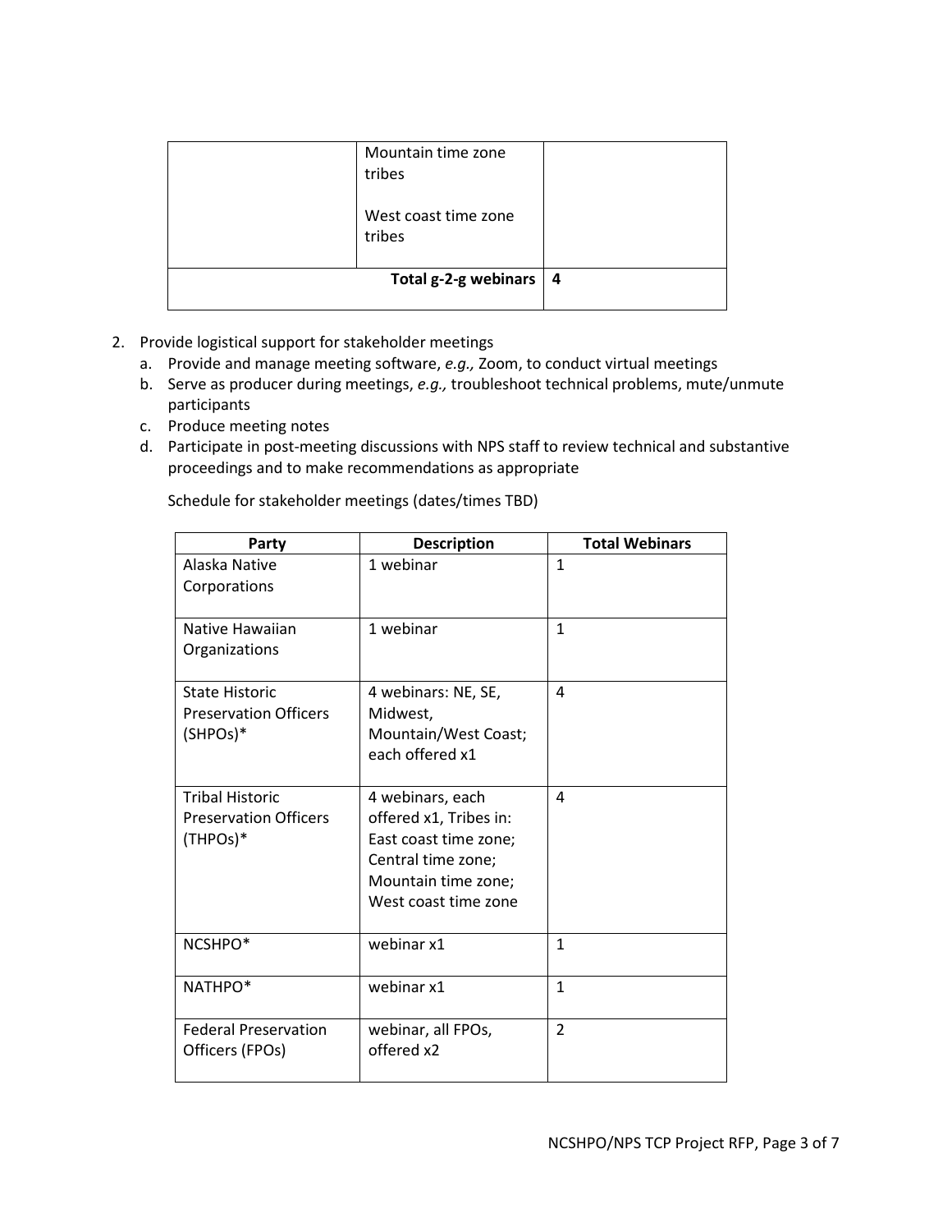| | | |
|---|---|---|
| | Mountain time zone tribes<br><br>West coast time zone tribes | |
| | **Total g-2-g webinars** | **4** |

2. Provide logistical support for stakeholder meetings
   a. Provide and manage meeting software, *e.g.,* Zoom, to conduct virtual meetings
   b. Serve as producer during meetings, *e.g.,* troubleshoot technical problems, mute/unmute participants
   c. Produce meeting notes
   d. Participate in post-meeting discussions with NPS staff to review technical and substantive proceedings and to make recommendations as appropriate

   Schedule for stakeholder meetings (dates/times TBD)

| Party | Description | Total Webinars |
|---|---|---|
| Alaska Native Corporations | 1 webinar | 1 |
| Native Hawaiian Organizations | 1 webinar | 1 |
| State Historic Preservation Officers (SHPOs)* | 4 webinars: NE, SE, Midwest, Mountain/West Coast; each offered x1 | 4 |
| Tribal Historic Preservation Officers (THPOs)* | 4 webinars, each offered x1, Tribes in: East coast time zone; Central time zone; Mountain time zone; West coast time zone | 4 |
| NCSHPO* | webinar x1 | 1 |
| NATHPO* | webinar x1 | 1 |
| Federal Preservation Officers (FPOs) | webinar, all FPOs, offered x2 | 2 |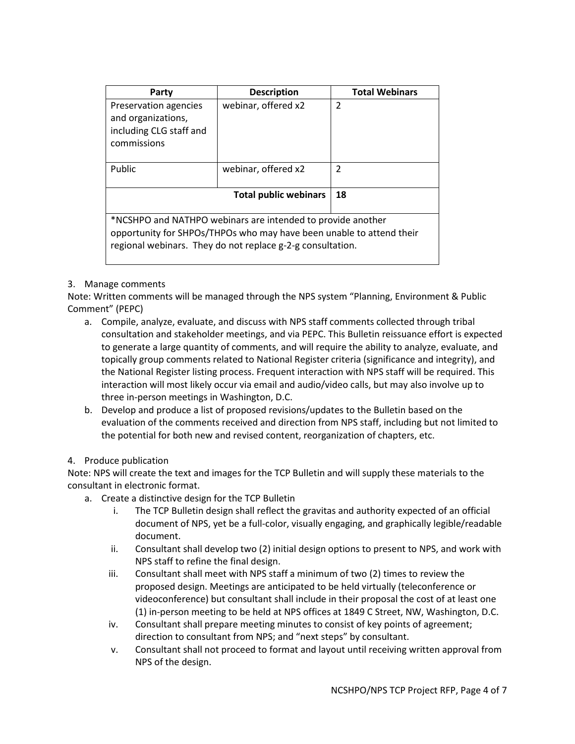| Party | Description | Total Webinars |
| --- | --- | --- |
| Preservation agencies and organizations, including CLG staff and commissions | webinar, offered x2 | 2 |
| Public | webinar, offered x2 | 2 |
| | **Total public webinars** | **18** |
| *NCSHPO and NATHPO webinars are intended to provide another opportunity for SHPOs/THPOs who may have been unable to attend their regional webinars. They do not replace g-2-g consultation. | | |

3. Manage comments

Note: Written comments will be managed through the NPS system "Planning, Environment & Public Comment" (PEPC)

a. Compile, analyze, evaluate, and discuss with NPS staff comments collected through tribal consultation and stakeholder meetings, and via PEPC. This Bulletin reissuance effort is expected to generate a large quantity of comments, and will require the ability to analyze, evaluate, and topically group comments related to National Register criteria (significance and integrity), and the National Register listing process. Frequent interaction with NPS staff will be required. This interaction will most likely occur via email and audio/video calls, but may also involve up to three in-person meetings in Washington, D.C.
b. Develop and produce a list of proposed revisions/updates to the Bulletin based on the evaluation of the comments received and direction from NPS staff, including but not limited to the potential for both new and revised content, reorganization of chapters, etc.

4. Produce publication

Note: NPS will create the text and images for the TCP Bulletin and will supply these materials to the consultant in electronic format.

a. Create a distinctive design for the TCP Bulletin
   i. The TCP Bulletin design shall reflect the gravitas and authority expected of an official document of NPS, yet be a full-color, visually engaging, and graphically legible/readable document.
   ii. Consultant shall develop two (2) initial design options to present to NPS, and work with NPS staff to refine the final design.
   iii. Consultant shall meet with NPS staff a minimum of two (2) times to review the proposed design. Meetings are anticipated to be held virtually (teleconference or videoconference) but consultant shall include in their proposal the cost of at least one (1) in-person meeting to be held at NPS offices at 1849 C Street, NW, Washington, D.C.
   iv. Consultant shall prepare meeting minutes to consist of key points of agreement; direction to consultant from NPS; and "next steps" by consultant.
   v. Consultant shall not proceed to format and layout until receiving written approval from NPS of the design.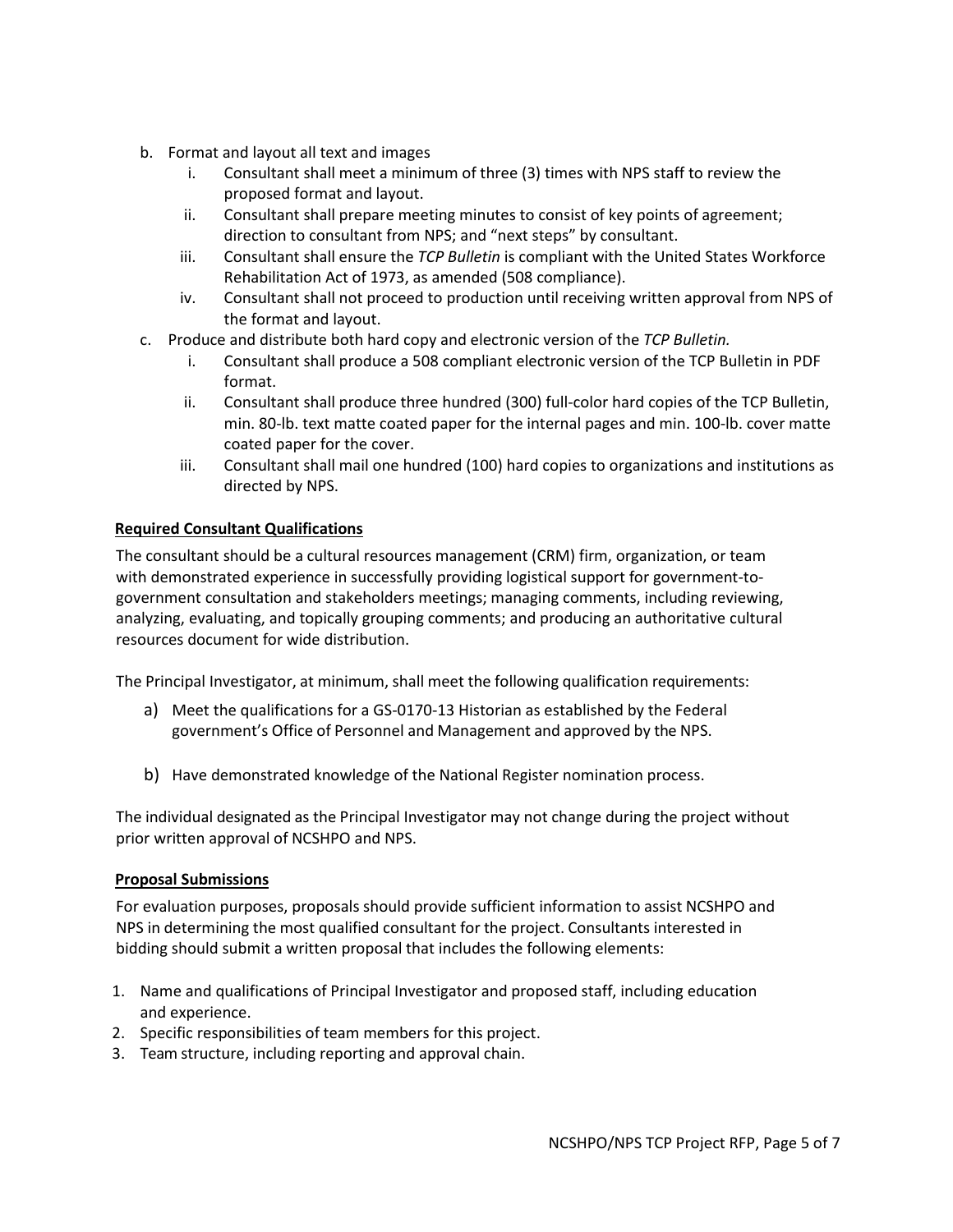b. Format and layout all text and images
   i. Consultant shall meet a minimum of three (3) times with NPS staff to review the proposed format and layout.
   ii. Consultant shall prepare meeting minutes to consist of key points of agreement; direction to consultant from NPS; and "next steps" by consultant.
   iii. Consultant shall ensure the *TCP Bulletin* is compliant with the United States Workforce Rehabilitation Act of 1973, as amended (508 compliance).
   iv. Consultant shall not proceed to production until receiving written approval from NPS of the format and layout.

c. Produce and distribute both hard copy and electronic version of the *TCP Bulletin.*
   i. Consultant shall produce a 508 compliant electronic version of the TCP Bulletin in PDF format.
   ii. Consultant shall produce three hundred (300) full-color hard copies of the TCP Bulletin, min. 80-lb. text matte coated paper for the internal pages and min. 100-lb. cover matte coated paper for the cover.
   iii. Consultant shall mail one hundred (100) hard copies to organizations and institutions as directed by NPS.

**Required Consultant Qualifications**

The consultant should be a cultural resources management (CRM) firm, organization, or team with demonstrated experience in successfully providing logistical support for government-to-government consultation and stakeholders meetings; managing comments, including reviewing, analyzing, evaluating, and topically grouping comments; and producing an authoritative cultural resources document for wide distribution.

The Principal Investigator, at minimum, shall meet the following qualification requirements:

a) Meet the qualifications for a GS-0170-13 Historian as established by the Federal government's Office of Personnel and Management and approved by the NPS.

b) Have demonstrated knowledge of the National Register nomination process.

The individual designated as the Principal Investigator may not change during the project without prior written approval of NCSHPO and NPS.

**Proposal Submissions**

For evaluation purposes, proposals should provide sufficient information to assist NCSHPO and NPS in determining the most qualified consultant for the project. Consultants interested in bidding should submit a written proposal that includes the following elements:

1. Name and qualifications of Principal Investigator and proposed staff, including education and experience.
2. Specific responsibilities of team members for this project.
3. Team structure, including reporting and approval chain.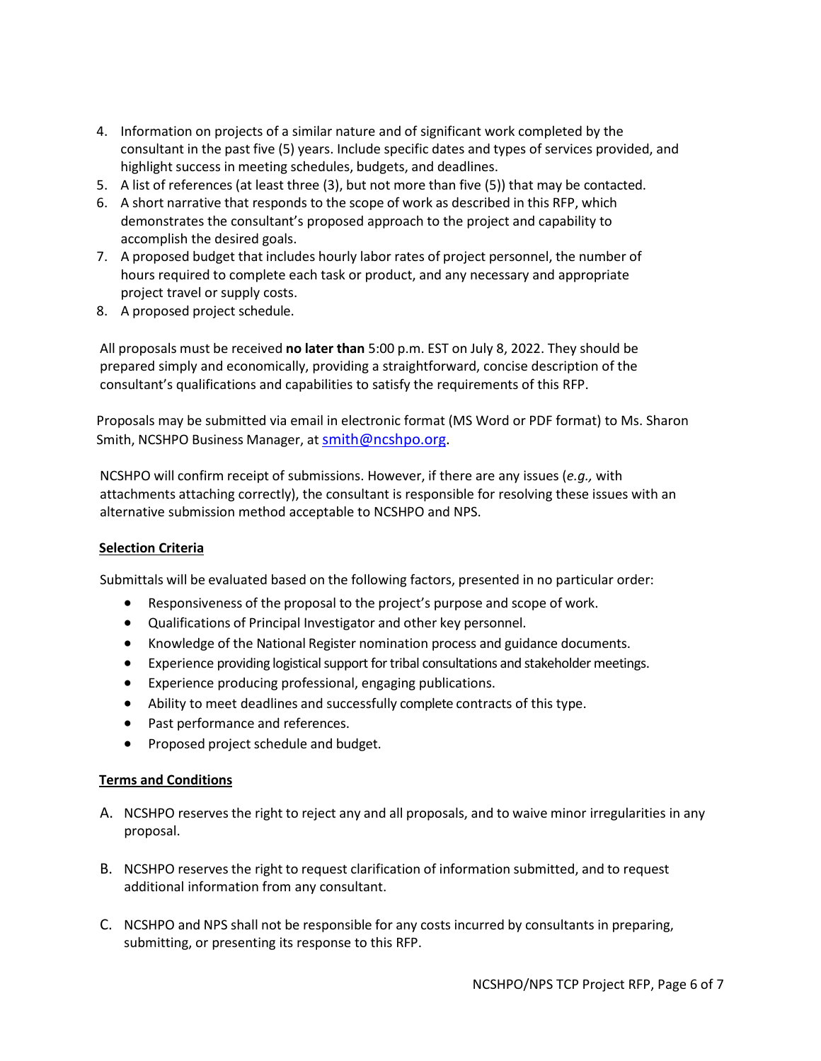4. Information on projects of a similar nature and of significant work completed by the consultant in the past five (5) years. Include specific dates and types of services provided, and highlight success in meeting schedules, budgets, and deadlines.
5. A list of references (at least three (3), but not more than five (5)) that may be contacted.
6. A short narrative that responds to the scope of work as described in this RFP, which demonstrates the consultant's proposed approach to the project and capability to accomplish the desired goals.
7. A proposed budget that includes hourly labor rates of project personnel, the number of hours required to complete each task or product, and any necessary and appropriate project travel or supply costs.
8. A proposed project schedule.

All proposals must be received **no later than** 5:00 p.m. EST on July 8, 2022. They should be prepared simply and economically, providing a straightforward, concise description of the consultant's qualifications and capabilities to satisfy the requirements of this RFP.

Proposals may be submitted via email in electronic format (MS Word or PDF format) to Ms. Sharon Smith, NCSHPO Business Manager, at smith@ncshpo.org.

NCSHPO will confirm receipt of submissions. However, if there are any issues (*e.g.,* with attachments attaching correctly), the consultant is responsible for resolving these issues with an alternative submission method acceptable to NCSHPO and NPS.

**Selection Criteria**

Submittals will be evaluated based on the following factors, presented in no particular order:

- Responsiveness of the proposal to the project's purpose and scope of work.
- Qualifications of Principal Investigator and other key personnel.
- Knowledge of the National Register nomination process and guidance documents.
- Experience providing logistical support for tribal consultations and stakeholder meetings.
- Experience producing professional, engaging publications.
- Ability to meet deadlines and successfully complete contracts of this type.
- Past performance and references.
- Proposed project schedule and budget.

**Terms and Conditions**

A. NCSHPO reserves the right to reject any and all proposals, and to waive minor irregularities in any proposal.

B. NCSHPO reserves the right to request clarification of information submitted, and to request additional information from any consultant.

C. NCSHPO and NPS shall not be responsible for any costs incurred by consultants in preparing, submitting, or presenting its response to this RFP.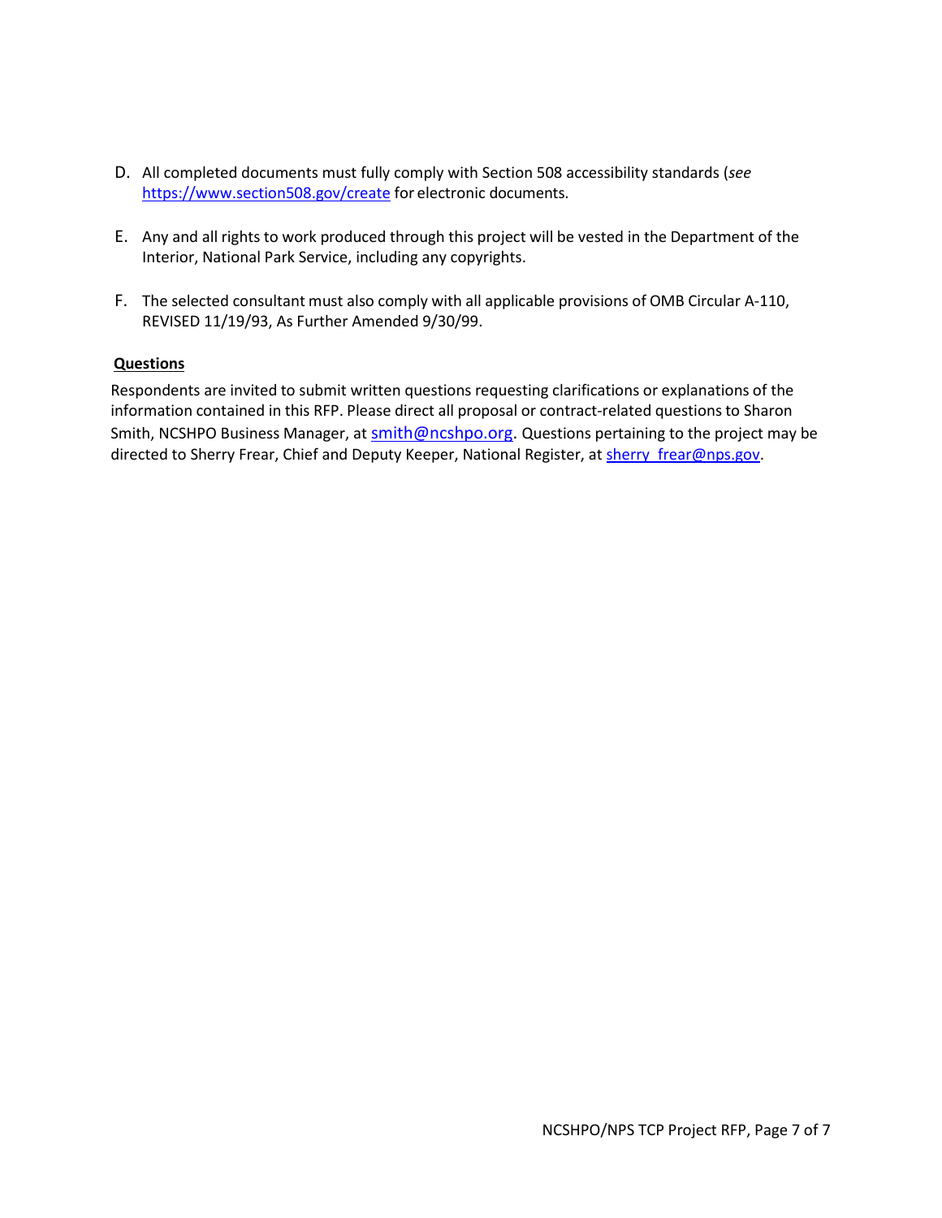D. All completed documents must fully comply with Section 508 accessibility standards (*see* https://www.section508.gov/create for electronic documents.

E. Any and all rights to work produced through this project will be vested in the Department of the Interior, National Park Service, including any copyrights.

F. The selected consultant must also comply with all applicable provisions of OMB Circular A-110, REVISED 11/19/93, As Further Amended 9/30/99.

**Questions**

Respondents are invited to submit written questions requesting clarifications or explanations of the information contained in this RFP. Please direct all proposal or contract-related questions to Sharon Smith, NCSHPO Business Manager, at smith@ncshpo.org. Questions pertaining to the project may be directed to Sherry Frear, Chief and Deputy Keeper, National Register, at sherry_frear@nps.gov.